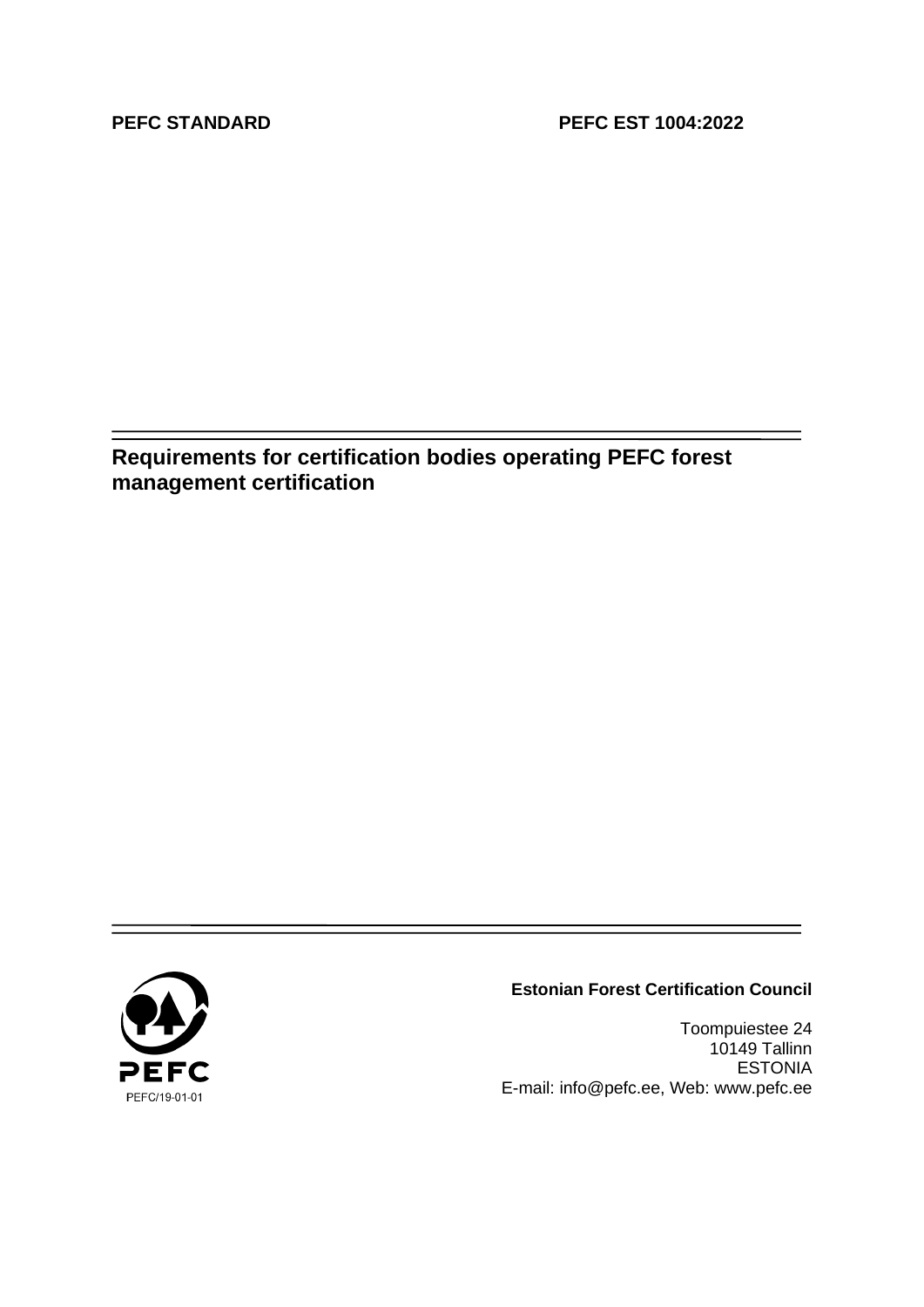**PEFC STANDARD** **PEFC EST 1004:2022**

# Requirements for certification bodies operating PEFC forest management certification

PEFC

PEFC/19-01-01

**Estonian Forest Certification Council**

Toompuiestee 24
10149 Tallinn
ESTONIA
E-mail: info@pefc.ee, Web: www.pefc.ee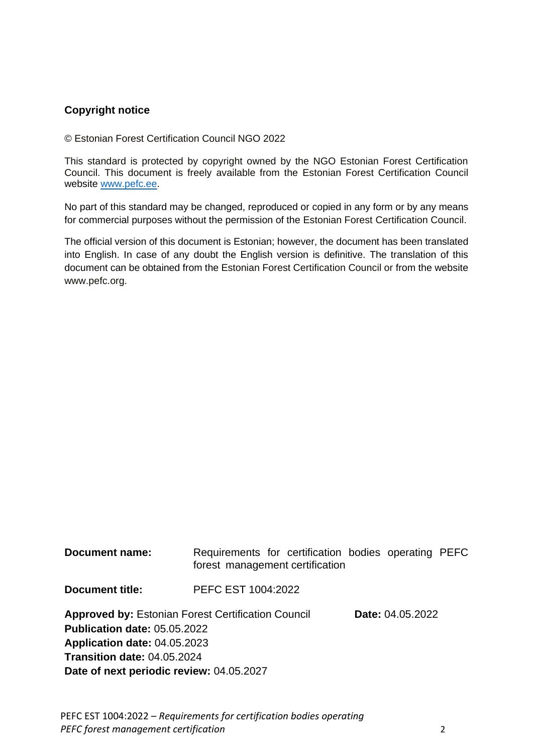**Copyright notice**

© Estonian Forest Certification Council NGO 2022

This standard is protected by copyright owned by the NGO Estonian Forest Certification Council. This document is freely available from the Estonian Forest Certification Council website www.pefc.ee.

No part of this standard may be changed, reproduced or copied in any form or by any means for commercial purposes without the permission of the Estonian Forest Certification Council.

The official version of this document is Estonian; however, the document has been translated into English. In case of any doubt the English version is definitive. The translation of this document can be obtained from the Estonian Forest Certification Council or from the website www.pefc.org.

**Document name:** Requirements for certification bodies operating PEFC forest management certification

**Document title:** PEFC EST 1004:2022

**Approved by:** Estonian Forest Certification Council **Date:** 04.05.2022
**Publication date:** 05.05.2022
**Application date:** 04.05.2023
**Transition date:** 04.05.2024
**Date of next periodic review:** 04.05.2027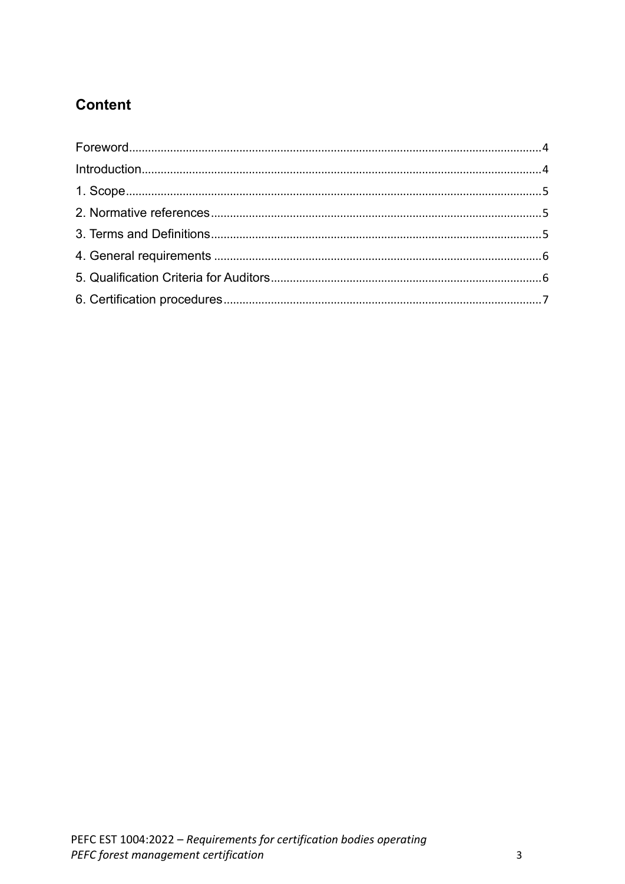## Content

Foreword....................................................................................................................4

Introduction...............................................................................................................4

1. Scope......................................................................................................................5

2. Normative references.............................................................................................5

3. Terms and Definitions............................................................................................5

4. General requirements ............................................................................................6

5. Qualification Criteria for Auditors...........................................................................6

6. Certification procedures.........................................................................................7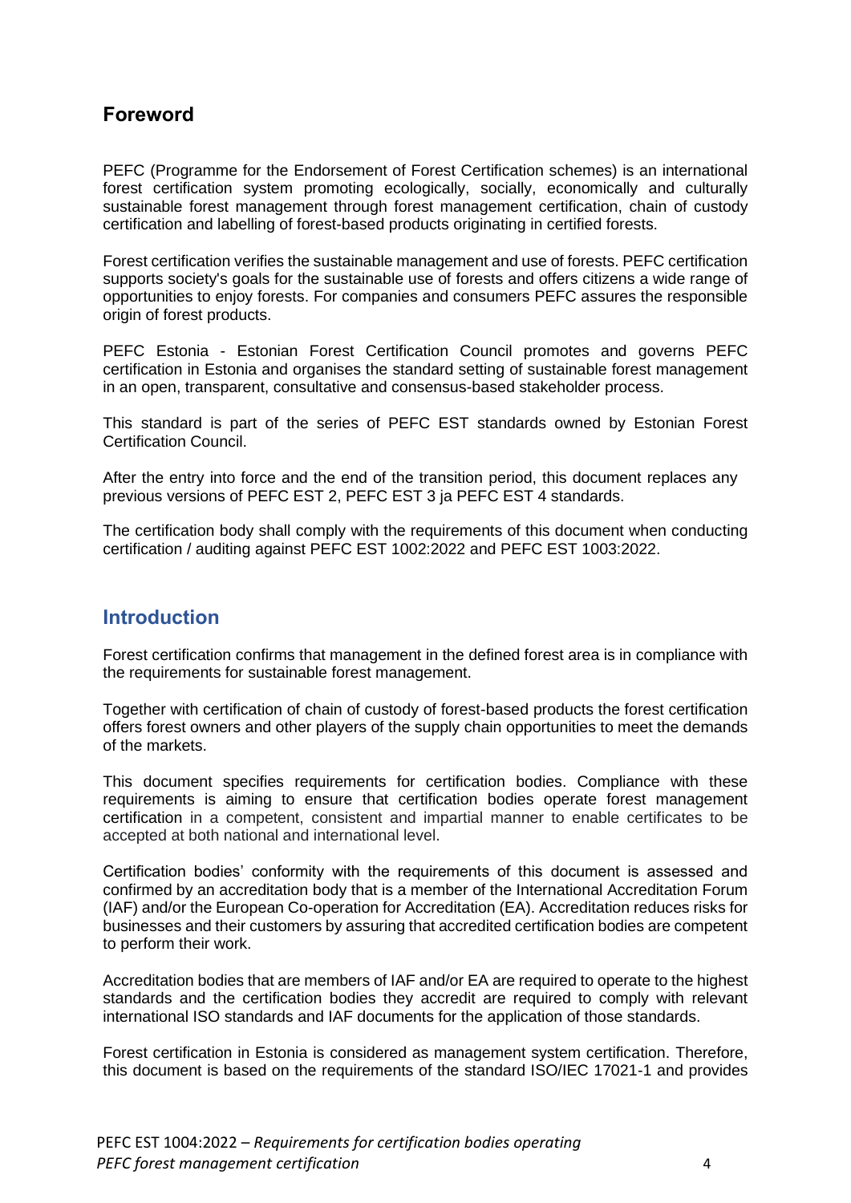## Foreword

PEFC (Programme for the Endorsement of Forest Certification schemes) is an international forest certification system promoting ecologically, socially, economically and culturally sustainable forest management through forest management certification, chain of custody certification and labelling of forest-based products originating in certified forests.

Forest certification verifies the sustainable management and use of forests. PEFC certification supports society's goals for the sustainable use of forests and offers citizens a wide range of opportunities to enjoy forests. For companies and consumers PEFC assures the responsible origin of forest products.

PEFC Estonia - Estonian Forest Certification Council promotes and governs PEFC certification in Estonia and organises the standard setting of sustainable forest management in an open, transparent, consultative and consensus-based stakeholder process.

This standard is part of the series of PEFC EST standards owned by Estonian Forest Certification Council.

After the entry into force and the end of the transition period, this document replaces any previous versions of PEFC EST 2, PEFC EST 3 ja PEFC EST 4 standards.

The certification body shall comply with the requirements of this document when conducting certification / auditing against PEFC EST 1002:2022 and PEFC EST 1003:2022.

## Introduction

Forest certification confirms that management in the defined forest area is in compliance with the requirements for sustainable forest management.

Together with certification of chain of custody of forest-based products the forest certification offers forest owners and other players of the supply chain opportunities to meet the demands of the markets.

This document specifies requirements for certification bodies. Compliance with these requirements is aiming to ensure that certification bodies operate forest management certification in a competent, consistent and impartial manner to enable certificates to be accepted at both national and international level.

Certification bodies' conformity with the requirements of this document is assessed and confirmed by an accreditation body that is a member of the International Accreditation Forum (IAF) and/or the European Co-operation for Accreditation (EA). Accreditation reduces risks for businesses and their customers by assuring that accredited certification bodies are competent to perform their work.

Accreditation bodies that are members of IAF and/or EA are required to operate to the highest standards and the certification bodies they accredit are required to comply with relevant international ISO standards and IAF documents for the application of those standards.

Forest certification in Estonia is considered as management system certification. Therefore, this document is based on the requirements of the standard ISO/IEC 17021-1 and provides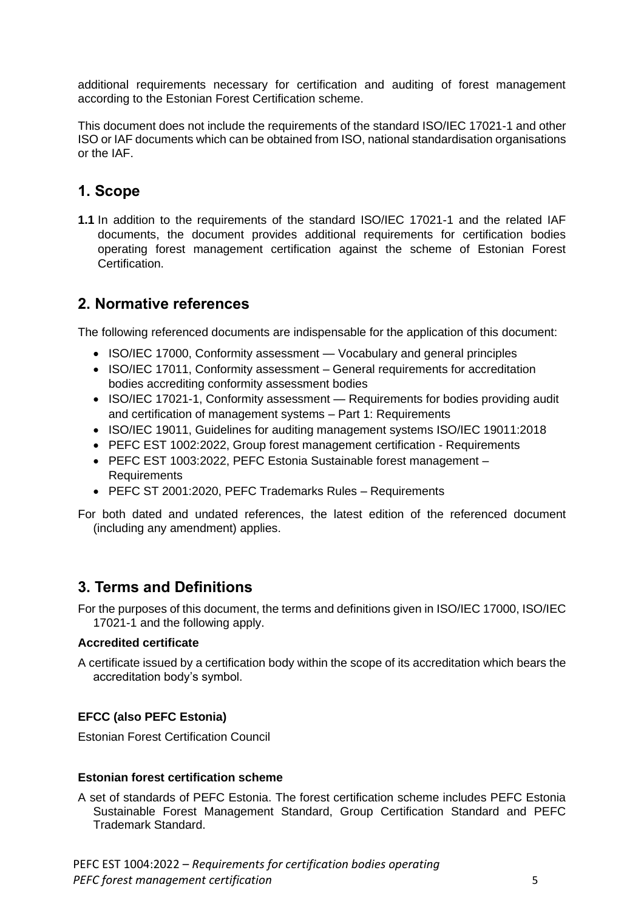additional requirements necessary for certification and auditing of forest management according to the Estonian Forest Certification scheme.

This document does not include the requirements of the standard ISO/IEC 17021-1 and other ISO or IAF documents which can be obtained from ISO, national standardisation organisations or the IAF.

## 1. Scope

**1.1** In addition to the requirements of the standard ISO/IEC 17021-1 and the related IAF documents, the document provides additional requirements for certification bodies operating forest management certification against the scheme of Estonian Forest Certification.

## 2. Normative references

The following referenced documents are indispensable for the application of this document:

- ISO/IEC 17000, Conformity assessment — Vocabulary and general principles
- ISO/IEC 17011, Conformity assessment – General requirements for accreditation bodies accrediting conformity assessment bodies
- ISO/IEC 17021-1, Conformity assessment — Requirements for bodies providing audit and certification of management systems – Part 1: Requirements
- ISO/IEC 19011, Guidelines for auditing management systems ISO/IEC 19011:2018
- PEFC EST 1002:2022, Group forest management certification - Requirements
- PEFC EST 1003:2022, PEFC Estonia Sustainable forest management – Requirements
- PEFC ST 2001:2020, PEFC Trademarks Rules – Requirements

For both dated and undated references, the latest edition of the referenced document (including any amendment) applies.

## 3. Terms and Definitions

For the purposes of this document, the terms and definitions given in ISO/IEC 17000, ISO/IEC 17021-1 and the following apply.

**Accredited certificate**

A certificate issued by a certification body within the scope of its accreditation which bears the accreditation body's symbol.

**EFCC (also PEFC Estonia)**

Estonian Forest Certification Council

**Estonian forest certification scheme**

A set of standards of PEFC Estonia. The forest certification scheme includes PEFC Estonia Sustainable Forest Management Standard, Group Certification Standard and PEFC Trademark Standard.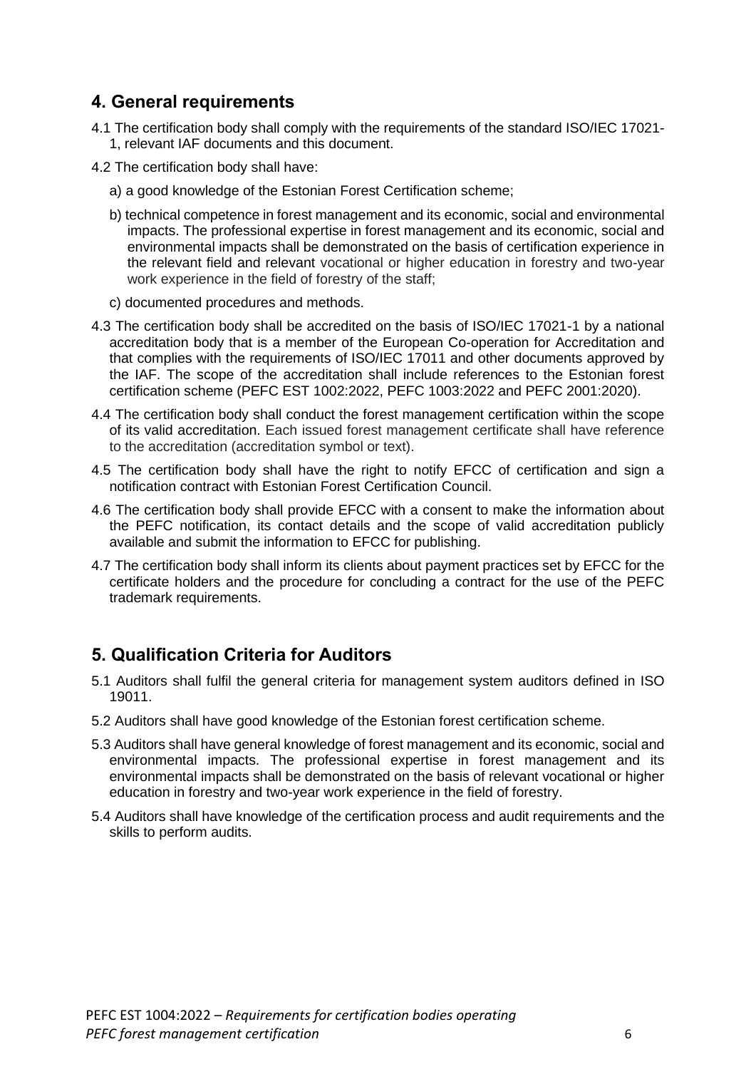## 4. General requirements

4.1 The certification body shall comply with the requirements of the standard ISO/IEC 17021-1, relevant IAF documents and this document.

4.2 The certification body shall have:

a) a good knowledge of the Estonian Forest Certification scheme;

b) technical competence in forest management and its economic, social and environmental impacts. The professional expertise in forest management and its economic, social and environmental impacts shall be demonstrated on the basis of certification experience in the relevant field and relevant vocational or higher education in forestry and two-year work experience in the field of forestry of the staff;

c) documented procedures and methods.

4.3 The certification body shall be accredited on the basis of ISO/IEC 17021-1 by a national accreditation body that is a member of the European Co-operation for Accreditation and that complies with the requirements of ISO/IEC 17011 and other documents approved by the IAF. The scope of the accreditation shall include references to the Estonian forest certification scheme (PEFC EST 1002:2022, PEFC 1003:2022 and PEFC 2001:2020).

4.4 The certification body shall conduct the forest management certification within the scope of its valid accreditation. Each issued forest management certificate shall have reference to the accreditation (accreditation symbol or text).

4.5 The certification body shall have the right to notify EFCC of certification and sign a notification contract with Estonian Forest Certification Council.

4.6 The certification body shall provide EFCC with a consent to make the information about the PEFC notification, its contact details and the scope of valid accreditation publicly available and submit the information to EFCC for publishing.

4.7 The certification body shall inform its clients about payment practices set by EFCC for the certificate holders and the procedure for concluding a contract for the use of the PEFC trademark requirements.

## 5. Qualification Criteria for Auditors

5.1 Auditors shall fulfil the general criteria for management system auditors defined in ISO 19011.

5.2 Auditors shall have good knowledge of the Estonian forest certification scheme.

5.3 Auditors shall have general knowledge of forest management and its economic, social and environmental impacts. The professional expertise in forest management and its environmental impacts shall be demonstrated on the basis of relevant vocational or higher education in forestry and two-year work experience in the field of forestry.

5.4 Auditors shall have knowledge of the certification process and audit requirements and the skills to perform audits.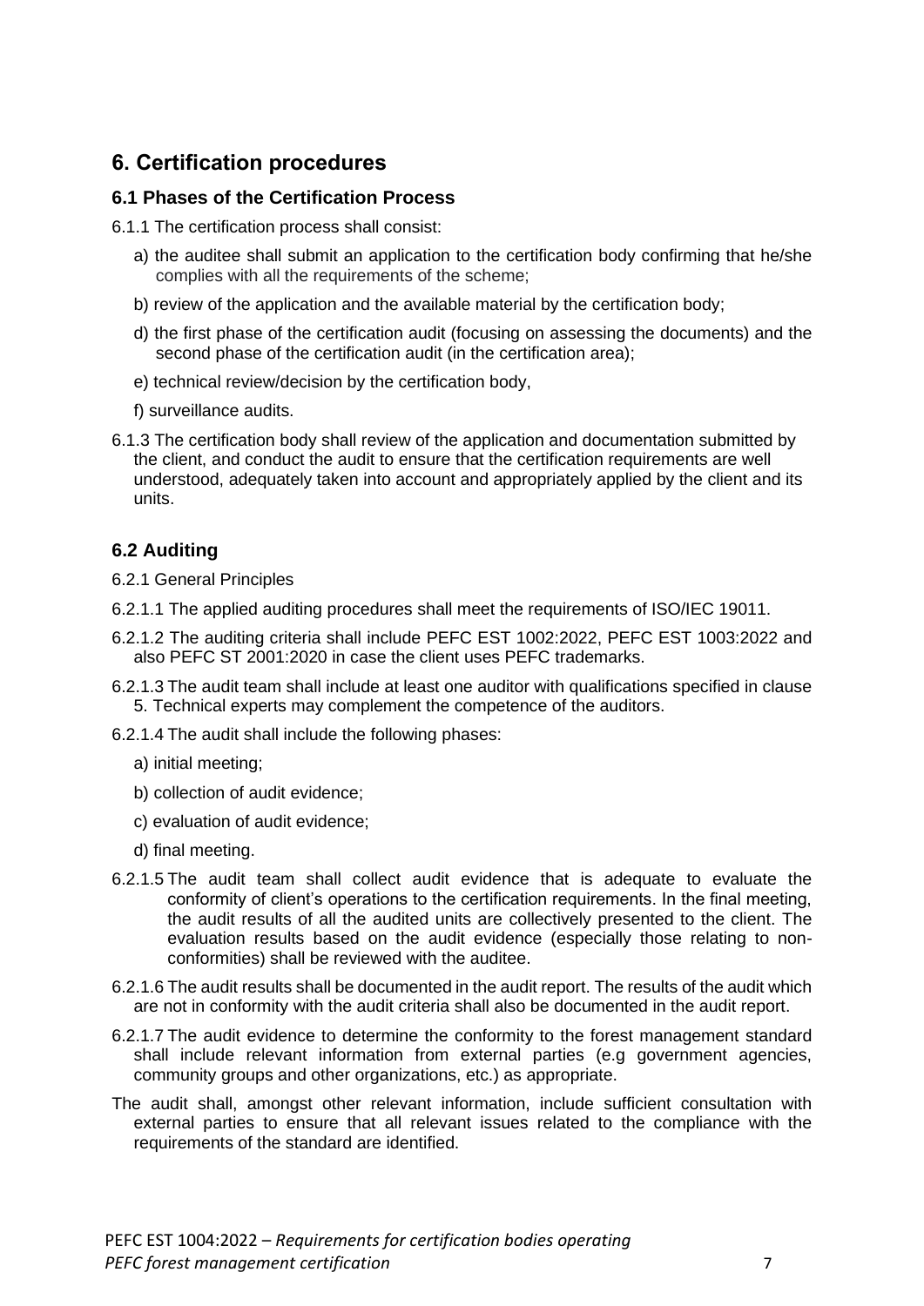## 6. Certification procedures

### 6.1 Phases of the Certification Process

6.1.1 The certification process shall consist:

a) the auditee shall submit an application to the certification body confirming that he/she complies with all the requirements of the scheme;

b) review of the application and the available material by the certification body;

d) the first phase of the certification audit (focusing on assessing the documents) and the second phase of the certification audit (in the certification area);

e) technical review/decision by the certification body,

f) surveillance audits.

6.1.3 The certification body shall review of the application and documentation submitted by the client, and conduct the audit to ensure that the certification requirements are well understood, adequately taken into account and appropriately applied by the client and its units.

### 6.2 Auditing

6.2.1 General Principles

6.2.1.1 The applied auditing procedures shall meet the requirements of ISO/IEC 19011.

6.2.1.2 The auditing criteria shall include PEFC EST 1002:2022, PEFC EST 1003:2022 and also PEFC ST 2001:2020 in case the client uses PEFC trademarks.

6.2.1.3 The audit team shall include at least one auditor with qualifications specified in clause 5. Technical experts may complement the competence of the auditors.

6.2.1.4 The audit shall include the following phases:

a) initial meeting;

b) collection of audit evidence;

c) evaluation of audit evidence;

d) final meeting.

6.2.1.5 The audit team shall collect audit evidence that is adequate to evaluate the conformity of client's operations to the certification requirements. In the final meeting, the audit results of all the audited units are collectively presented to the client. The evaluation results based on the audit evidence (especially those relating to non-conformities) shall be reviewed with the auditee.

6.2.1.6 The audit results shall be documented in the audit report. The results of the audit which are not in conformity with the audit criteria shall also be documented in the audit report.

6.2.1.7 The audit evidence to determine the conformity to the forest management standard shall include relevant information from external parties (e.g government agencies, community groups and other organizations, etc.) as appropriate.

The audit shall, amongst other relevant information, include sufficient consultation with external parties to ensure that all relevant issues related to the compliance with the requirements of the standard are identified.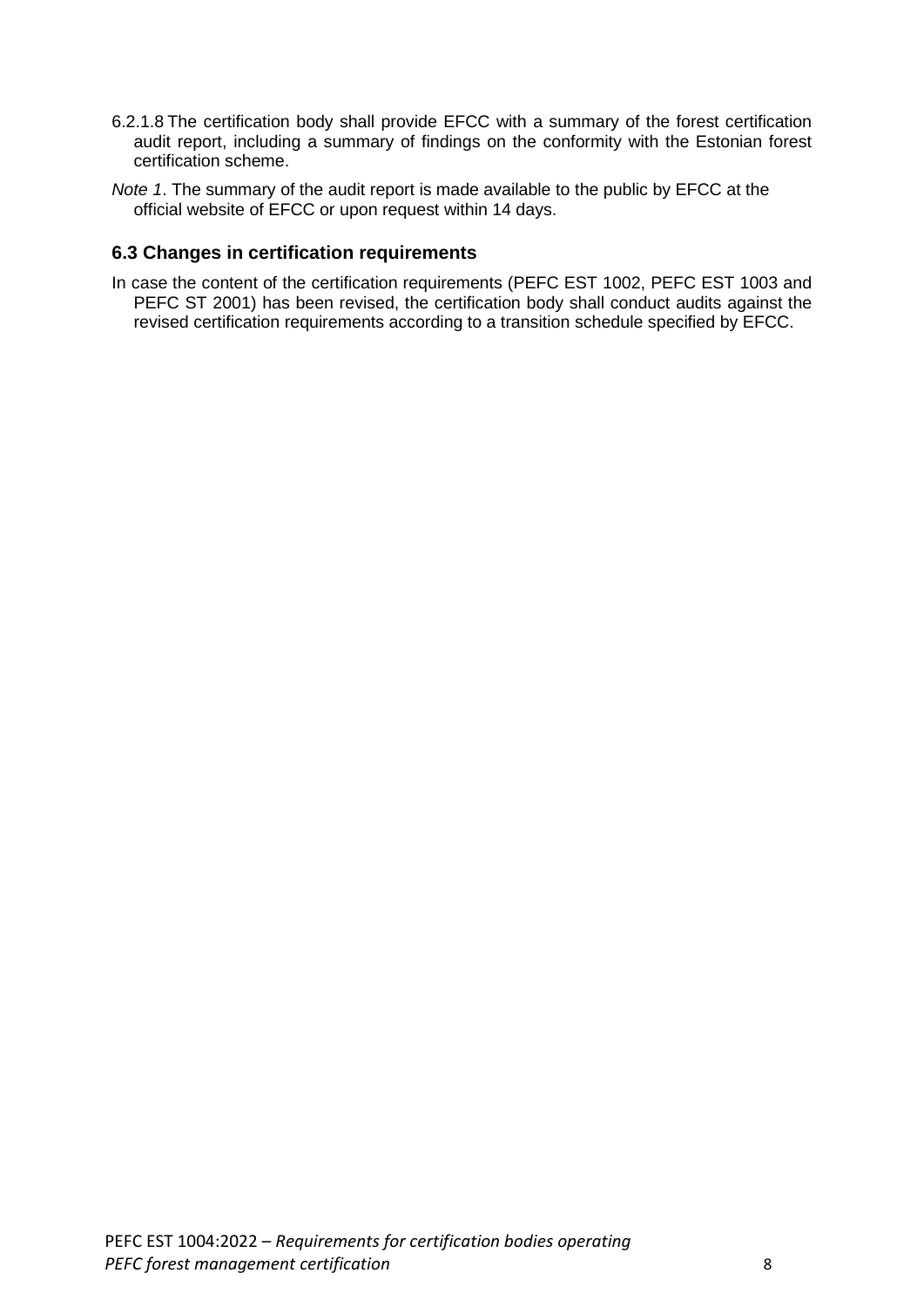6.2.1.8 The certification body shall provide EFCC with a summary of the forest certification audit report, including a summary of findings on the conformity with the Estonian forest certification scheme.

*Note 1*. The summary of the audit report is made available to the public by EFCC at the official website of EFCC or upon request within 14 days.

### 6.3 Changes in certification requirements

In case the content of the certification requirements (PEFC EST 1002, PEFC EST 1003 and PEFC ST 2001) has been revised, the certification body shall conduct audits against the revised certification requirements according to a transition schedule specified by EFCC.